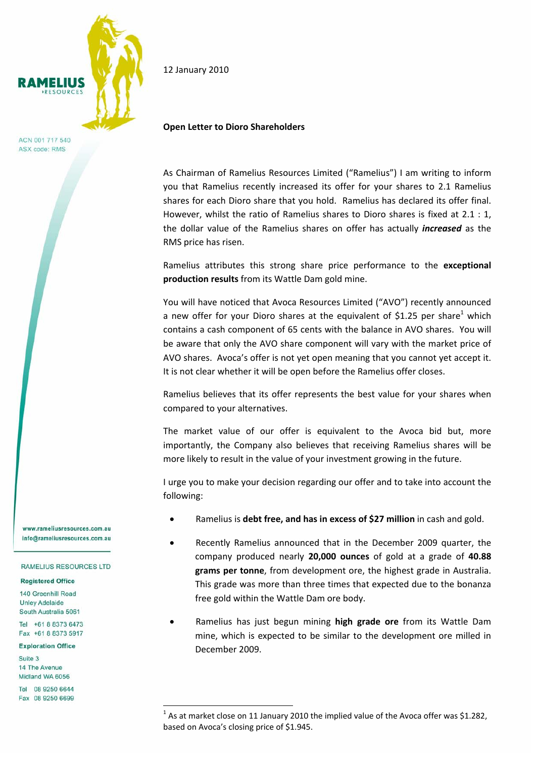RAMELIUS RESOURCES

ACN 001 717 540
ASX code: RMS

12 January 2010

**Open Letter to Dioro Shareholders**

As Chairman of Ramelius Resources Limited ("Ramelius") I am writing to inform you that Ramelius recently increased its offer for your shares to 2.1 Ramelius shares for each Dioro share that you hold. Ramelius has declared its offer final. However, whilst the ratio of Ramelius shares to Dioro shares is fixed at 2.1 : 1, the dollar value of the Ramelius shares on offer has actually ***increased*** as the RMS price has risen.

Ramelius attributes this strong share price performance to the **exceptional production results** from its Wattle Dam gold mine.

You will have noticed that Avoca Resources Limited ("AVO") recently announced a new offer for your Dioro shares at the equivalent of $1.25 per share[1] which contains a cash component of 65 cents with the balance in AVO shares. You will be aware that only the AVO share component will vary with the market price of AVO shares. Avoca's offer is not yet open meaning that you cannot yet accept it. It is not clear whether it will be open before the Ramelius offer closes.

Ramelius believes that its offer represents the best value for your shares when compared to your alternatives.

The market value of our offer is equivalent to the Avoca bid but, more importantly, the Company also believes that receiving Ramelius shares will be more likely to result in the value of your investment growing in the future.

I urge you to make your decision regarding our offer and to take into account the following:

- Ramelius is **debt free, and has in excess of $27 million** in cash and gold.
- Recently Ramelius announced that in the December 2009 quarter, the company produced nearly **20,000 ounces** of gold at a grade of **40.88 grams per tonne**, from development ore, the highest grade in Australia. This grade was more than three times that expected due to the bonanza free gold within the Wattle Dam ore body.
- Ramelius has just begun mining **high grade ore** from its Wattle Dam mine, which is expected to be similar to the development ore milled in December 2009.

www.rameliusresources.com.au
info@rameliusresources.com.au

RAMELIUS RESOURCES LTD

**Registered Office**
140 Greenhill Road
Unley Adelaide
South Australia 5061
Tel +61 8 8373 6473
Fax +61 8 8373 5917

**Exploration Office**
Suite 3
14 The Avenue
Midland WA 6056
Tel 08 9250 6644
Fax 08 9250 6699

[1] As at market close on 11 January 2010 the implied value of the Avoca offer was $1.282, based on Avoca's closing price of $1.945.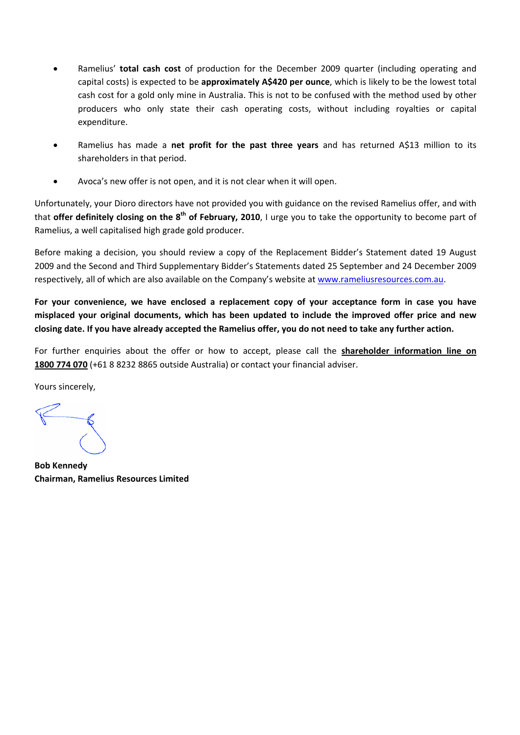- Ramelius' **total cash cost** of production for the December 2009 quarter (including operating and capital costs) is expected to be **approximately A$420 per ounce**, which is likely to be the lowest total cash cost for a gold only mine in Australia. This is not to be confused with the method used by other producers who only state their cash operating costs, without including royalties or capital expenditure.
- Ramelius has made a **net profit for the past three years** and has returned A$13 million to its shareholders in that period.
- Avoca's new offer is not open, and it is not clear when it will open.

Unfortunately, your Dioro directors have not provided you with guidance on the revised Ramelius offer, and with that **offer definitely closing on the 8th of February, 2010**, I urge you to take the opportunity to become part of Ramelius, a well capitalised high grade gold producer.

Before making a decision, you should review a copy of the Replacement Bidder's Statement dated 19 August 2009 and the Second and Third Supplementary Bidder's Statements dated 25 September and 24 December 2009 respectively, all of which are also available on the Company's website at www.rameliusresources.com.au.

**For your convenience, we have enclosed a replacement copy of your acceptance form in case you have misplaced your original documents, which has been updated to include the improved offer price and new closing date. If you have already accepted the Ramelius offer, you do not need to take any further action.**

For further enquiries about the offer or how to accept, please call the **shareholder information line on 1800 774 070** (+61 8 8232 8865 outside Australia) or contact your financial adviser.

Yours sincerely,

**Bob Kennedy**
**Chairman, Ramelius Resources Limited**